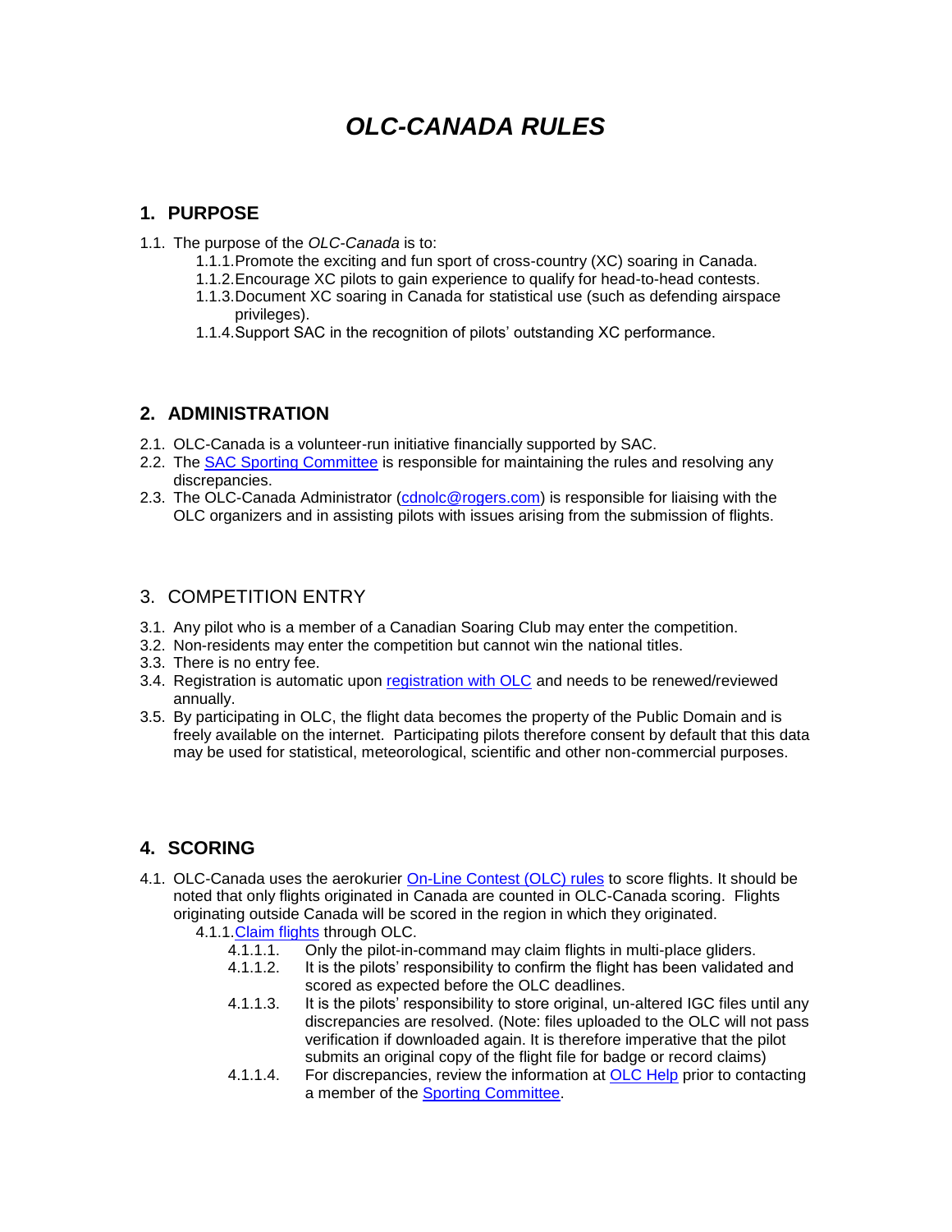# *OLC-CANADA RULES*

## 1. PURPOSE

1.1. The purpose of the *OLC-Canada* is to:

- 1.1.1. Promote the exciting and fun sport of cross-country (XC) soaring in Canada.
- 1.1.2. Encourage XC pilots to gain experience to qualify for head-to-head contests.
- 1.1.3. Document XC soaring in Canada for statistical use (such as defending airspace privileges).
- 1.1.4. Support SAC in the recognition of pilots' outstanding XC performance.

## 2. ADMINISTRATION

2.1. OLC-Canada is a volunteer-run initiative financially supported by SAC.

2.2. The SAC Sporting Committee is responsible for maintaining the rules and resolving any discrepancies.

2.3. The OLC-Canada Administrator (cdnolc@rogers.com) is responsible for liaising with the OLC organizers and in assisting pilots with issues arising from the submission of flights.

## 3. COMPETITION ENTRY

3.1. Any pilot who is a member of a Canadian Soaring Club may enter the competition.

3.2. Non-residents may enter the competition but cannot win the national titles.

3.3. There is no entry fee.

3.4. Registration is automatic upon registration with OLC and needs to be renewed/reviewed annually.

3.5. By participating in OLC, the flight data becomes the property of the Public Domain and is freely available on the internet. Participating pilots therefore consent by default that this data may be used for statistical, meteorological, scientific and other non-commercial purposes.

## 4. SCORING

4.1. OLC-Canada uses the aerokurier On-Line Contest (OLC) rules to score flights. It should be noted that only flights originated in Canada are counted in OLC-Canada scoring. Flights originating outside Canada will be scored in the region in which they originated.

- 4.1.1. Claim flights through OLC.
  - 4.1.1.1. Only the pilot-in-command may claim flights in multi-place gliders.
  - 4.1.1.2. It is the pilots' responsibility to confirm the flight has been validated and scored as expected before the OLC deadlines.
  - 4.1.1.3. It is the pilots' responsibility to store original, un-altered IGC files until any discrepancies are resolved. (Note: files uploaded to the OLC will not pass verification if downloaded again. It is therefore imperative that the pilot submits an original copy of the flight file for badge or record claims)
  - 4.1.1.4. For discrepancies, review the information at OLC Help prior to contacting a member of the Sporting Committee.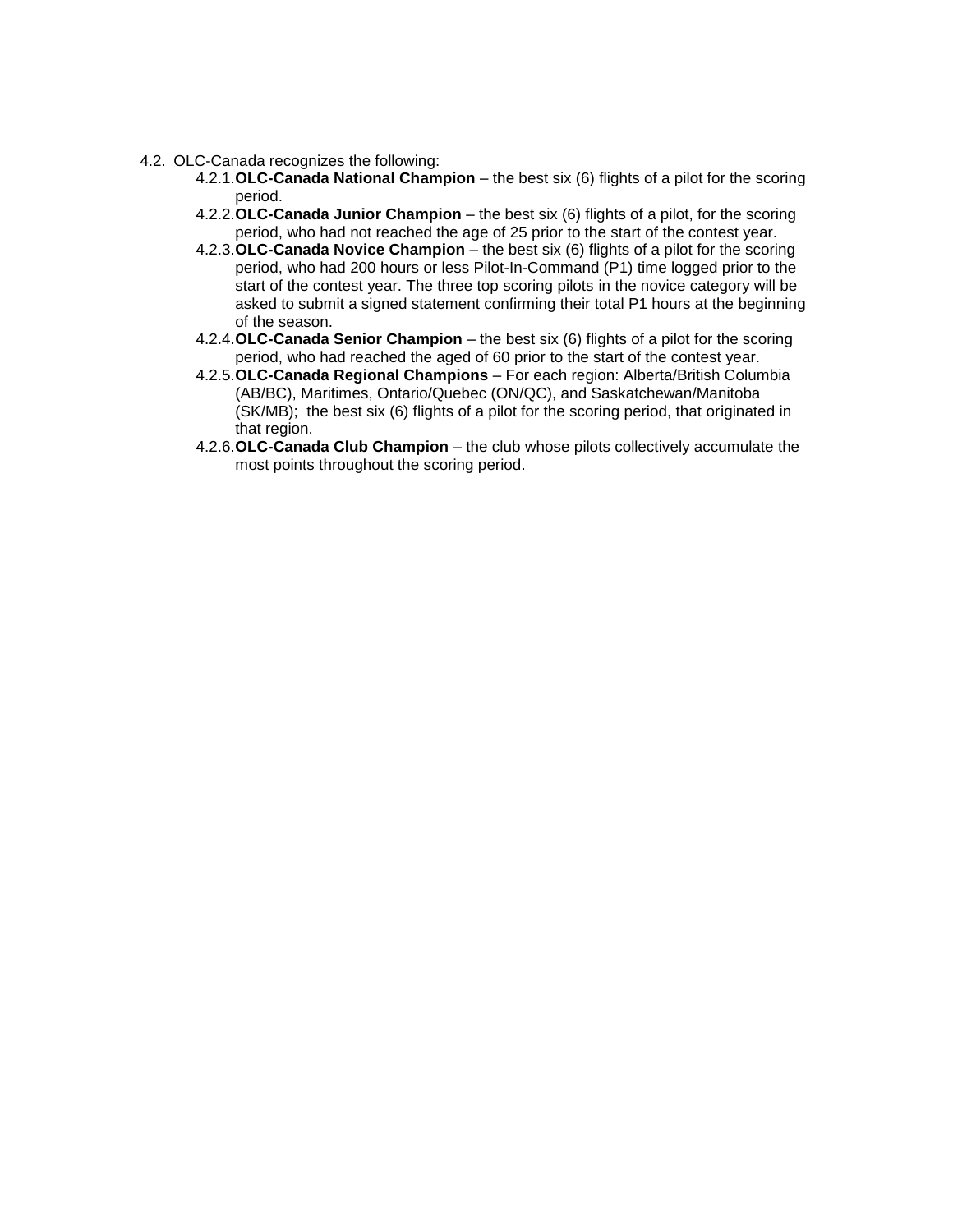4.2. OLC-Canada recognizes the following:

- 4.2.1. **OLC-Canada National Champion** – the best six (6) flights of a pilot for the scoring period.
- 4.2.2. **OLC-Canada Junior Champion** – the best six (6) flights of a pilot, for the scoring period, who had not reached the age of 25 prior to the start of the contest year.
- 4.2.3. **OLC-Canada Novice Champion** – the best six (6) flights of a pilot for the scoring period, who had 200 hours or less Pilot-In-Command (P1) time logged prior to the start of the contest year. The three top scoring pilots in the novice category will be asked to submit a signed statement confirming their total P1 hours at the beginning of the season.
- 4.2.4. **OLC-Canada Senior Champion** – the best six (6) flights of a pilot for the scoring period, who had reached the aged of 60 prior to the start of the contest year.
- 4.2.5. **OLC-Canada Regional Champions** – For each region: Alberta/British Columbia (AB/BC), Maritimes, Ontario/Quebec (ON/QC), and Saskatchewan/Manitoba (SK/MB); the best six (6) flights of a pilot for the scoring period, that originated in that region.
- 4.2.6. **OLC-Canada Club Champion** – the club whose pilots collectively accumulate the most points throughout the scoring period.